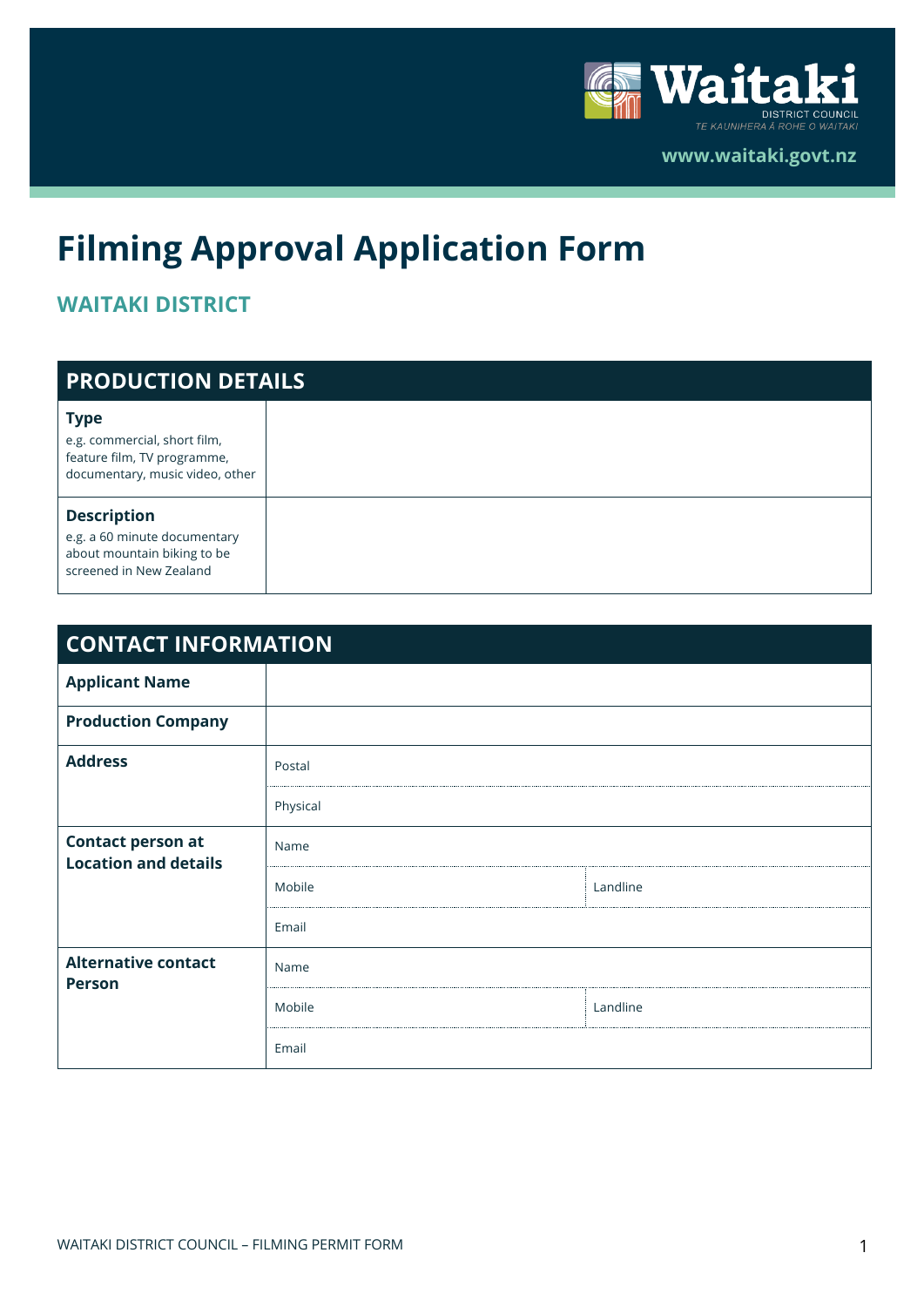Waitaki
DISTRICT COUNCIL
TE KAUNIHERA Ā ROHE O WAITAKI

www.waitaki.govt.nz

# Filming Approval Application Form

## WAITAKI DISTRICT

| PRODUCTION DETAILS | |
|---|---|
| **Type**<br>e.g. commercial, short film, feature film, TV programme, documentary, music video, other | |
| **Description**<br>e.g. a 60 minute documentary about mountain biking to be screened in New Zealand | |

| CONTACT INFORMATION | | |
|---|---|---|
| **Applicant Name** | | |
| **Production Company** | | |
| **Address** | Postal | |
| | Physical | |
| **Contact person at Location and details** | Name | |
| | Mobile | Landline |
| | Email | |
| **Alternative contact Person** | Name | |
| | Mobile | Landline |
| | Email | |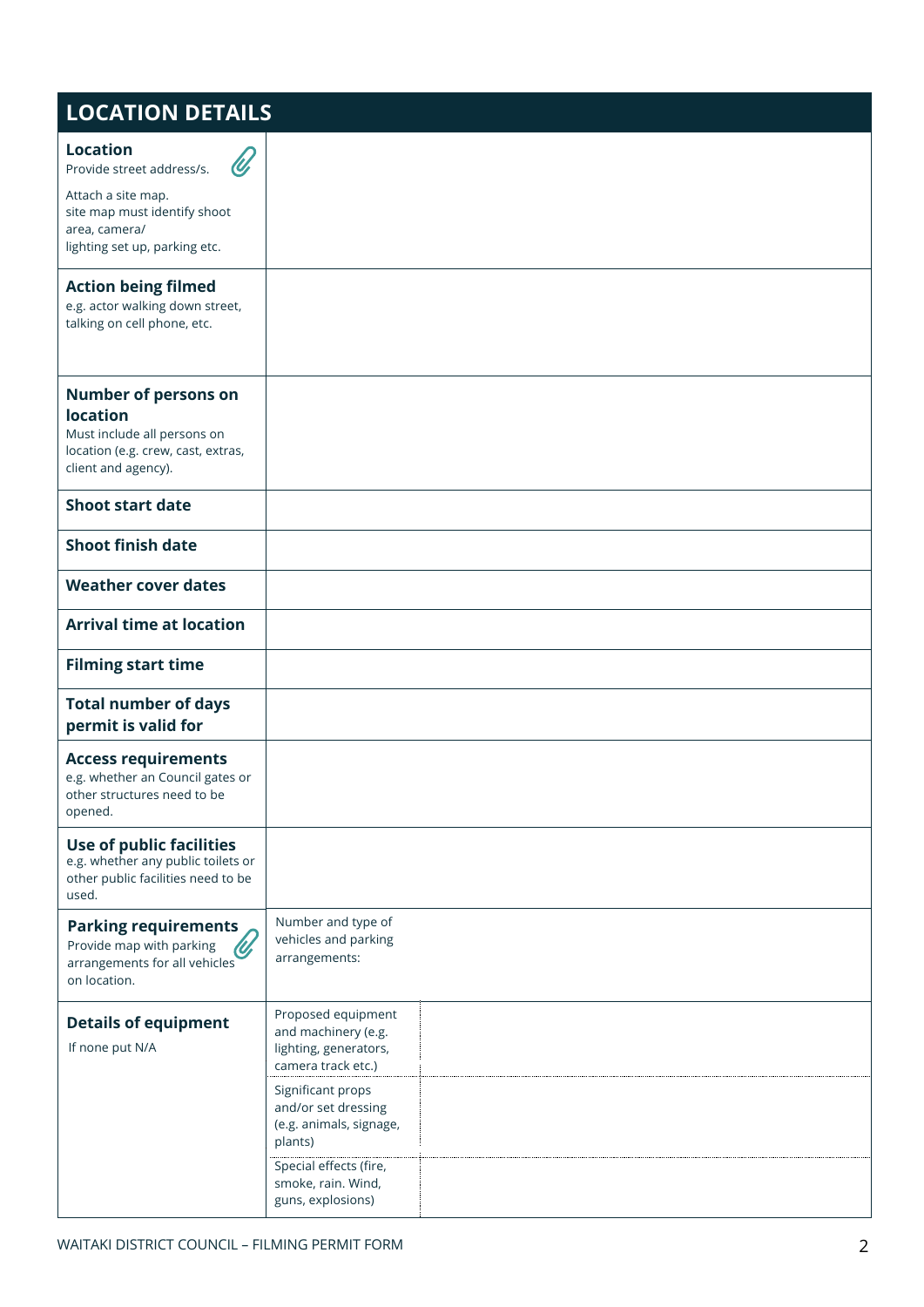## LOCATION DETAILS

| Field | Details | |
|---|---|---|
| **Location**<br>Provide street address/s.<br>Attach a site map.<br>site map must identify shoot area, camera/ lighting set up, parking etc. | | |
| **Action being filmed**<br>e.g. actor walking down street, talking on cell phone, etc. | | |
| **Number of persons on location**<br>Must include all persons on location (e.g. crew, cast, extras, client and agency). | | |
| **Shoot start date** | | |
| **Shoot finish date** | | |
| **Weather cover dates** | | |
| **Arrival time at location** | | |
| **Filming start time** | | |
| **Total number of days permit is valid for** | | |
| **Access requirements**<br>e.g. whether an Council gates or other structures need to be opened. | | |
| **Use of public facilities**<br>e.g. whether any public toilets or other public facilities need to be used. | | |
| **Parking requirements**<br>Provide map with parking arrangements for all vehicles on location. | Number and type of vehicles and parking arrangements: | |
| **Details of equipment**<br>If none put N/A | Proposed equipment and machinery (e.g. lighting, generators, camera track etc.) | |
| | Significant props and/or set dressing (e.g. animals, signage, plants) | |
| | Special effects (fire, smoke, rain. Wind, guns, explosions) | |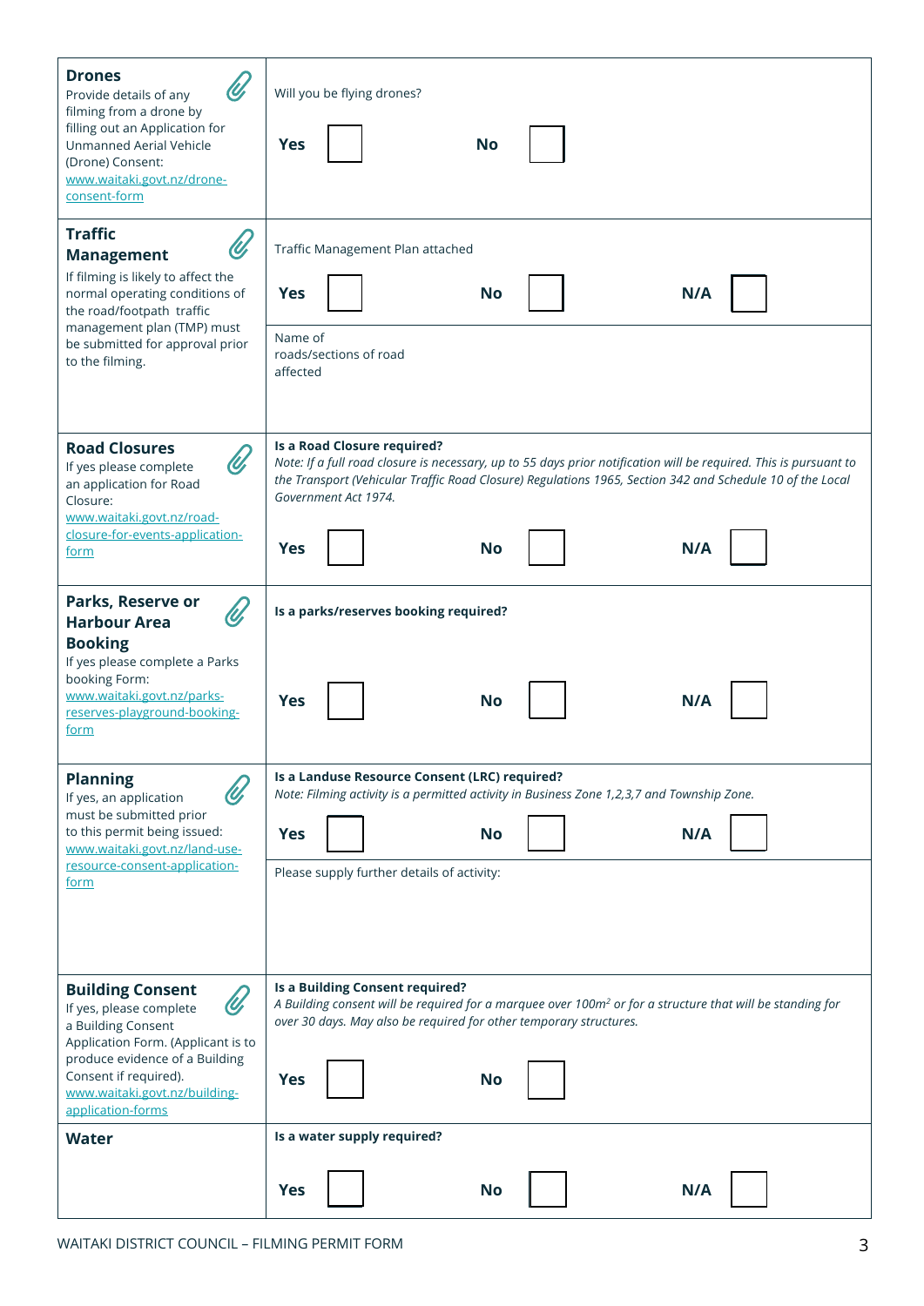| | |
|---|---|
| **Drones**<br>Provide details of any filming from a drone by filling out an Application for Unmanned Aerial Vehicle (Drone) Consent: www.waitaki.govt.nz/drone-consent-form | Will you be flying drones?<br><br>**Yes** ☐ **No** ☐ |
| **Traffic Management**<br>If filming is likely to affect the normal operating conditions of the road/footpath traffic management plan (TMP) must be submitted for approval prior to the filming. | Traffic Management Plan attached<br><br>**Yes** ☐ **No** ☐ **N/A** ☐<br><br>Name of roads/sections of road affected |
| **Road Closures**<br>If yes please complete an application for Road Closure: www.waitaki.govt.nz/road-closure-for-events-application-form | **Is a Road Closure required?**<br>*Note: If a full road closure is necessary, up to 55 days prior notification will be required. This is pursuant to the Transport (Vehicular Traffic Road Closure) Regulations 1965, Section 342 and Schedule 10 of the Local Government Act 1974.*<br><br>**Yes** ☐ **No** ☐ **N/A** ☐ |
| **Parks, Reserve or Harbour Area Booking**<br>If yes please complete a Parks booking Form: www.waitaki.govt.nz/parks-reserves-playground-booking-form | **Is a parks/reserves booking required?**<br><br>**Yes** ☐ **No** ☐ **N/A** ☐ |
| **Planning**<br>If yes, an application must be submitted prior to this permit being issued: www.waitaki.govt.nz/land-use-resource-consent-application-form | **Is a Landuse Resource Consent (LRC) required?**<br>*Note: Filming activity is a permitted activity in Business Zone 1,2,3,7 and Township Zone.*<br><br>**Yes** ☐ **No** ☐ **N/A** ☐<br><br>Please supply further details of activity: |
| **Building Consent**<br>If yes, please complete a Building Consent Application Form. (Applicant is to produce evidence of a Building Consent if required). www.waitaki.govt.nz/building-application-forms | **Is a Building Consent required?**<br>*A Building consent will be required for a marquee over 100m² or for a structure that will be standing for over 30 days. May also be required for other temporary structures.*<br><br>**Yes** ☐ **No** ☐ |
| **Water** | **Is a water supply required?**<br><br>**Yes** ☐ **No** ☐ **N/A** ☐ |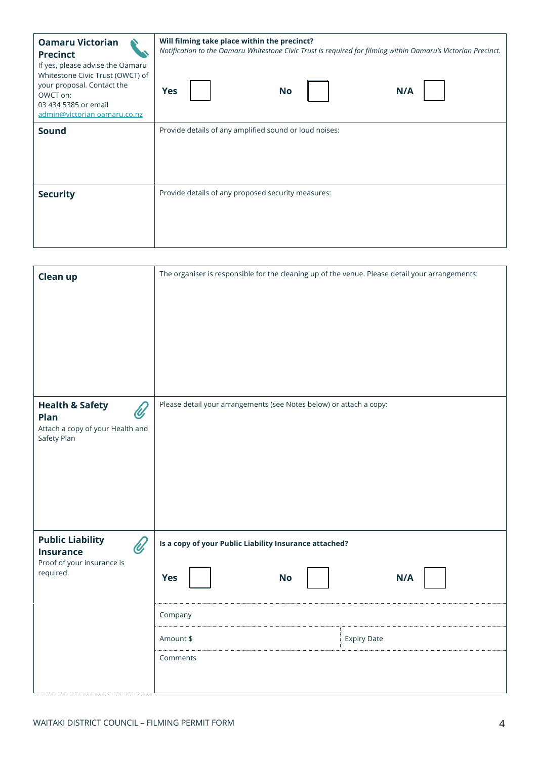| | |
|---|---|
| **Oamaru Victorian Precinct**<br>If yes, please advise the Oamaru Whitestone Civic Trust (OWCT) of your proposal. Contact the OWCT on:<br>03 434 5385 or email<br>admin@victorian oamaru.co.nz | **Will filming take place within the precinct?**<br>*Notification to the Oamaru Whitestone Civic Trust is required for filming within Oamaru's Victorian Precinct.*<br><br>**Yes** ☐ **No** ☐ **N/A** ☐ |
| **Sound** | Provide details of any amplified sound or loud noises: |
| **Security** | Provide details of any proposed security measures: |

| | | |
|---|---|---|
| **Clean up** | The organiser is responsible for the cleaning up of the venue. Please detail your arrangements: | |
| **Health & Safety Plan**<br>Attach a copy of your Health and Safety Plan | Please detail your arrangements (see Notes below) or attach a copy: | |
| **Public Liability Insurance**<br>Proof of your insurance is required. | **Is a copy of your Public Liability Insurance attached?**<br><br>**Yes** ☐ **No** ☐ **N/A** ☐ | |
| | Company | |
| | Amount $ | Expiry Date |
| | Comments | |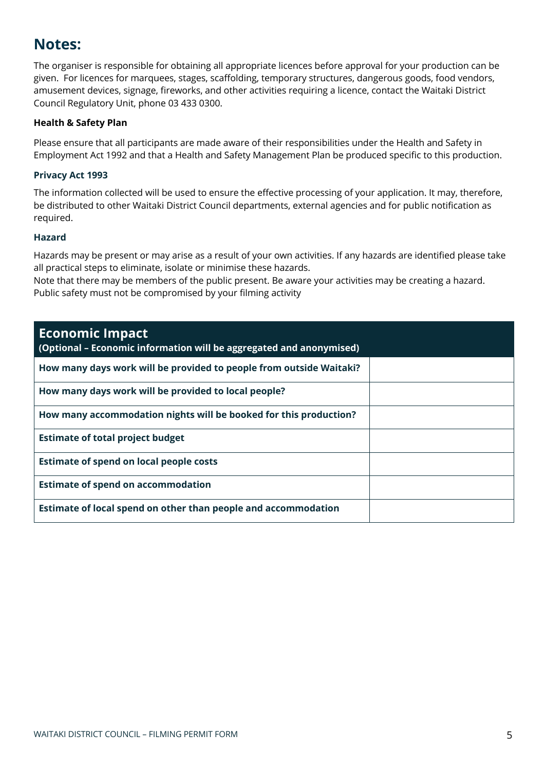## Notes:

The organiser is responsible for obtaining all appropriate licences before approval for your production can be given. For licences for marquees, stages, scaffolding, temporary structures, dangerous goods, food vendors, amusement devices, signage, fireworks, and other activities requiring a licence, contact the Waitaki District Council Regulatory Unit, phone 03 433 0300.

**Health & Safety Plan**

Please ensure that all participants are made aware of their responsibilities under the Health and Safety in Employment Act 1992 and that a Health and Safety Management Plan be produced specific to this production.

**Privacy Act 1993**

The information collected will be used to ensure the effective processing of your application. It may, therefore, be distributed to other Waitaki District Council departments, external agencies and for public notification as required.

**Hazard**

Hazards may be present or may arise as a result of your own activities. If any hazards are identified please take all practical steps to eliminate, isolate or minimise these hazards.
Note that there may be members of the public present. Be aware your activities may be creating a hazard. Public safety must not be compromised by your filming activity

| **Economic Impact** **(Optional – Economic information will be aggregated and anonymised)** | |
|---|---|
| **How many days work will be provided to people from outside Waitaki?** | |
| **How many days work will be provided to local people?** | |
| **How many accommodation nights will be booked for this production?** | |
| **Estimate of total project budget** | |
| **Estimate of spend on local people costs** | |
| **Estimate of spend on accommodation** | |
| **Estimate of local spend on other than people and accommodation** | |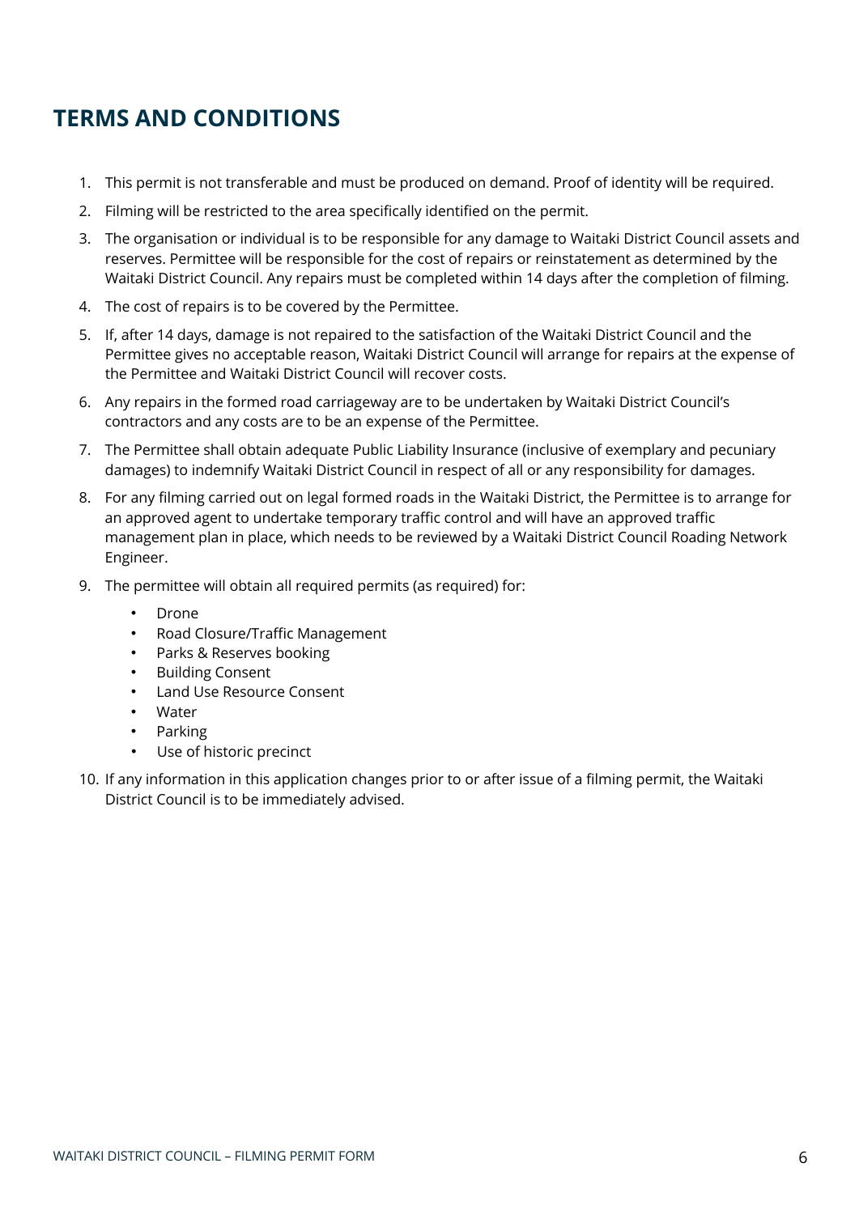## TERMS AND CONDITIONS

1. This permit is not transferable and must be produced on demand. Proof of identity will be required.
2. Filming will be restricted to the area specifically identified on the permit.
3. The organisation or individual is to be responsible for any damage to Waitaki District Council assets and reserves. Permittee will be responsible for the cost of repairs or reinstatement as determined by the Waitaki District Council. Any repairs must be completed within 14 days after the completion of filming.
4. The cost of repairs is to be covered by the Permittee.
5. If, after 14 days, damage is not repaired to the satisfaction of the Waitaki District Council and the Permittee gives no acceptable reason, Waitaki District Council will arrange for repairs at the expense of the Permittee and Waitaki District Council will recover costs.
6. Any repairs in the formed road carriageway are to be undertaken by Waitaki District Council's contractors and any costs are to be an expense of the Permittee.
7. The Permittee shall obtain adequate Public Liability Insurance (inclusive of exemplary and pecuniary damages) to indemnify Waitaki District Council in respect of all or any responsibility for damages.
8. For any filming carried out on legal formed roads in the Waitaki District, the Permittee is to arrange for an approved agent to undertake temporary traffic control and will have an approved traffic management plan in place, which needs to be reviewed by a Waitaki District Council Roading Network Engineer.
9. The permittee will obtain all required permits (as required) for:
   - Drone
   - Road Closure/Traffic Management
   - Parks & Reserves booking
   - Building Consent
   - Land Use Resource Consent
   - Water
   - Parking
   - Use of historic precinct
10. If any information in this application changes prior to or after issue of a filming permit, the Waitaki District Council is to be immediately advised.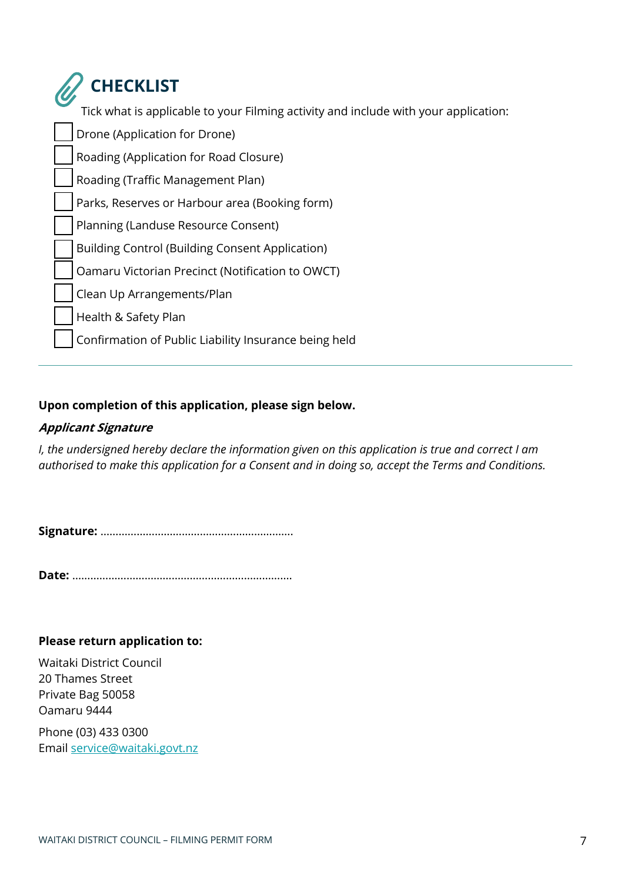## CHECKLIST

Tick what is applicable to your Filming activity and include with your application:

- [ ] Drone (Application for Drone)
- [ ] Roading (Application for Road Closure)
- [ ] Roading (Traffic Management Plan)
- [ ] Parks, Reserves or Harbour area (Booking form)
- [ ] Planning (Landuse Resource Consent)
- [ ] Building Control (Building Consent Application)
- [ ] Oamaru Victorian Precinct (Notification to OWCT)
- [ ] Clean Up Arrangements/Plan
- [ ] Health & Safety Plan
- [ ] Confirmation of Public Liability Insurance being held

---

**Upon completion of this application, please sign below.**

***Applicant Signature***

*I, the undersigned hereby declare the information given on this application is true and correct I am authorised to make this application for a Consent and in doing so, accept the Terms and Conditions.*

**Signature:** ...............................................................

**Date:** .......................................................................

**Please return application to:**

Waitaki District Council
20 Thames Street
Private Bag 50058
Oamaru 9444

Phone (03) 433 0300
Email service@waitaki.govt.nz